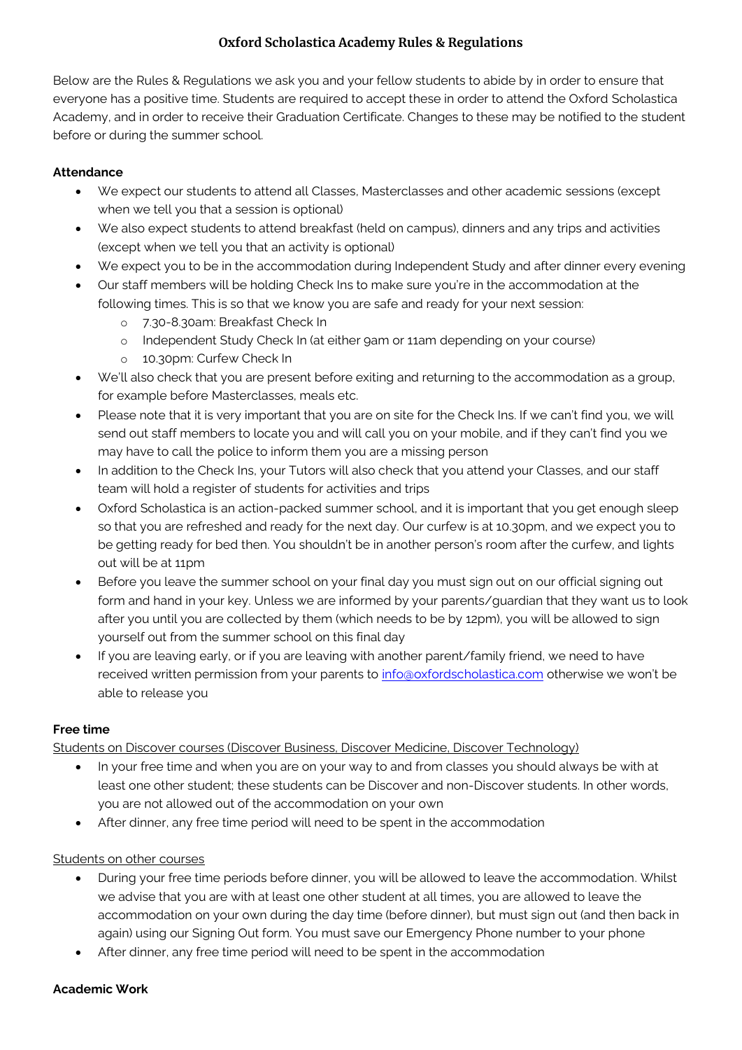# Oxford Scholastica Academy Rules & Regulations

Below are the Rules & Regulations we ask you and your fellow students to abide by in order to ensure that everyone has a positive time. Students are required to accept these in order to attend the Oxford Scholastica Academy, and in order to receive their Graduation Certificate. Changes to these may be notified to the student before or during the summer school.

**Attendance**

- We expect our students to attend all Classes, Masterclasses and other academic sessions (except when we tell you that a session is optional)
- We also expect students to attend breakfast (held on campus), dinners and any trips and activities (except when we tell you that an activity is optional)
- We expect you to be in the accommodation during Independent Study and after dinner every evening
- Our staff members will be holding Check Ins to make sure you're in the accommodation at the following times. This is so that we know you are safe and ready for your next session:
    - 7.30-8.30am: Breakfast Check In
    - Independent Study Check In (at either 9am or 11am depending on your course)
    - 10.30pm: Curfew Check In
- We'll also check that you are present before exiting and returning to the accommodation as a group, for example before Masterclasses, meals etc.
- Please note that it is very important that you are on site for the Check Ins. If we can't find you, we will send out staff members to locate you and will call you on your mobile, and if they can't find you we may have to call the police to inform them you are a missing person
- In addition to the Check Ins, your Tutors will also check that you attend your Classes, and our staff team will hold a register of students for activities and trips
- Oxford Scholastica is an action-packed summer school, and it is important that you get enough sleep so that you are refreshed and ready for the next day. Our curfew is at 10.30pm, and we expect you to be getting ready for bed then. You shouldn't be in another person's room after the curfew, and lights out will be at 11pm
- Before you leave the summer school on your final day you must sign out on our official signing out form and hand in your key. Unless we are informed by your parents/guardian that they want us to look after you until you are collected by them (which needs to be by 12pm), you will be allowed to sign yourself out from the summer school on this final day
- If you are leaving early, or if you are leaving with another parent/family friend, we need to have received written permission from your parents to info@oxfordscholastica.com otherwise we won't be able to release you

**Free time**

Students on Discover courses (Discover Business, Discover Medicine, Discover Technology)

- In your free time and when you are on your way to and from classes you should always be with at least one other student; these students can be Discover and non-Discover students. In other words, you are not allowed out of the accommodation on your own
- After dinner, any free time period will need to be spent in the accommodation

Students on other courses

- During your free time periods before dinner, you will be allowed to leave the accommodation. Whilst we advise that you are with at least one other student at all times, you are allowed to leave the accommodation on your own during the day time (before dinner), but must sign out (and then back in again) using our Signing Out form. You must save our Emergency Phone number to your phone
- After dinner, any free time period will need to be spent in the accommodation

**Academic Work**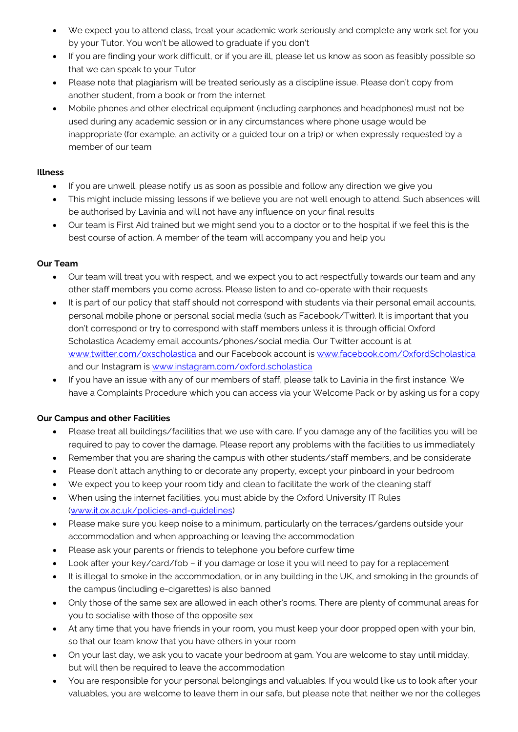- We expect you to attend class, treat your academic work seriously and complete any work set for you by your Tutor. You won't be allowed to graduate if you don't
- If you are finding your work difficult, or if you are ill, please let us know as soon as feasibly possible so that we can speak to your Tutor
- Please note that plagiarism will be treated seriously as a discipline issue. Please don't copy from another student, from a book or from the internet
- Mobile phones and other electrical equipment (including earphones and headphones) must not be used during any academic session or in any circumstances where phone usage would be inappropriate (for example, an activity or a guided tour on a trip) or when expressly requested by a member of our team

**Illness**

- If you are unwell, please notify us as soon as possible and follow any direction we give you
- This might include missing lessons if we believe you are not well enough to attend. Such absences will be authorised by Lavinia and will not have any influence on your final results
- Our team is First Aid trained but we might send you to a doctor or to the hospital if we feel this is the best course of action. A member of the team will accompany you and help you

**Our Team**

- Our team will treat you with respect, and we expect you to act respectfully towards our team and any other staff members you come across. Please listen to and co-operate with their requests
- It is part of our policy that staff should not correspond with students via their personal email accounts, personal mobile phone or personal social media (such as Facebook/Twitter). It is important that you don't correspond or try to correspond with staff members unless it is through official Oxford Scholastica Academy email accounts/phones/social media. Our Twitter account is at www.twitter.com/oxscholastica and our Facebook account is www.facebook.com/OxfordScholastica and our Instagram is www.instagram.com/oxford.scholastica
- If you have an issue with any of our members of staff, please talk to Lavinia in the first instance. We have a Complaints Procedure which you can access via your Welcome Pack or by asking us for a copy

**Our Campus and other Facilities**

- Please treat all buildings/facilities that we use with care. If you damage any of the facilities you will be required to pay to cover the damage. Please report any problems with the facilities to us immediately
- Remember that you are sharing the campus with other students/staff members, and be considerate
- Please don't attach anything to or decorate any property, except your pinboard in your bedroom
- We expect you to keep your room tidy and clean to facilitate the work of the cleaning staff
- When using the internet facilities, you must abide by the Oxford University IT Rules (www.it.ox.ac.uk/policies-and-guidelines)
- Please make sure you keep noise to a minimum, particularly on the terraces/gardens outside your accommodation and when approaching or leaving the accommodation
- Please ask your parents or friends to telephone you before curfew time
- Look after your key/card/fob – if you damage or lose it you will need to pay for a replacement
- It is illegal to smoke in the accommodation, or in any building in the UK, and smoking in the grounds of the campus (including e-cigarettes) is also banned
- Only those of the same sex are allowed in each other's rooms. There are plenty of communal areas for you to socialise with those of the opposite sex
- At any time that you have friends in your room, you must keep your door propped open with your bin, so that our team know that you have others in your room
- On your last day, we ask you to vacate your bedroom at 9am. You are welcome to stay until midday, but will then be required to leave the accommodation
- You are responsible for your personal belongings and valuables. If you would like us to look after your valuables, you are welcome to leave them in our safe, but please note that neither we nor the colleges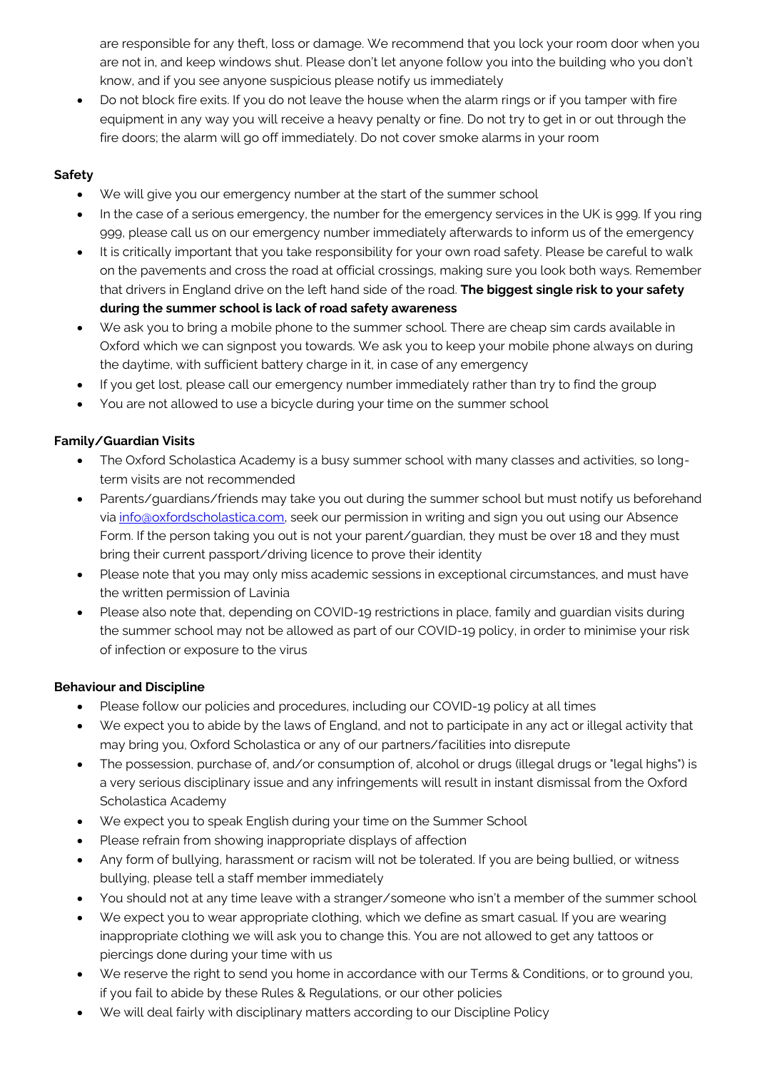are responsible for any theft, loss or damage. We recommend that you lock your room door when you are not in, and keep windows shut. Please don't let anyone follow you into the building who you don't know, and if you see anyone suspicious please notify us immediately

- Do not block fire exits. If you do not leave the house when the alarm rings or if you tamper with fire equipment in any way you will receive a heavy penalty or fine. Do not try to get in or out through the fire doors; the alarm will go off immediately. Do not cover smoke alarms in your room

**Safety**

- We will give you our emergency number at the start of the summer school
- In the case of a serious emergency, the number for the emergency services in the UK is 999. If you ring 999, please call us on our emergency number immediately afterwards to inform us of the emergency
- It is critically important that you take responsibility for your own road safety. Please be careful to walk on the pavements and cross the road at official crossings, making sure you look both ways. Remember that drivers in England drive on the left hand side of the road. **The biggest single risk to your safety during the summer school is lack of road safety awareness**
- We ask you to bring a mobile phone to the summer school. There are cheap sim cards available in Oxford which we can signpost you towards. We ask you to keep your mobile phone always on during the daytime, with sufficient battery charge in it, in case of any emergency
- If you get lost, please call our emergency number immediately rather than try to find the group
- You are not allowed to use a bicycle during your time on the summer school

**Family/Guardian Visits**

- The Oxford Scholastica Academy is a busy summer school with many classes and activities, so long-term visits are not recommended
- Parents/guardians/friends may take you out during the summer school but must notify us beforehand via [info@oxfordscholastica.com](mailto:info@oxfordscholastica.com), seek our permission in writing and sign you out using our Absence Form. If the person taking you out is not your parent/guardian, they must be over 18 and they must bring their current passport/driving licence to prove their identity
- Please note that you may only miss academic sessions in exceptional circumstances, and must have the written permission of Lavinia
- Please also note that, depending on COVID-19 restrictions in place, family and guardian visits during the summer school may not be allowed as part of our COVID-19 policy, in order to minimise your risk of infection or exposure to the virus

**Behaviour and Discipline**

- Please follow our policies and procedures, including our COVID-19 policy at all times
- We expect you to abide by the laws of England, and not to participate in any act or illegal activity that may bring you, Oxford Scholastica or any of our partners/facilities into disrepute
- The possession, purchase of, and/or consumption of, alcohol or drugs (illegal drugs or "legal highs") is a very serious disciplinary issue and any infringements will result in instant dismissal from the Oxford Scholastica Academy
- We expect you to speak English during your time on the Summer School
- Please refrain from showing inappropriate displays of affection
- Any form of bullying, harassment or racism will not be tolerated. If you are being bullied, or witness bullying, please tell a staff member immediately
- You should not at any time leave with a stranger/someone who isn't a member of the summer school
- We expect you to wear appropriate clothing, which we define as smart casual. If you are wearing inappropriate clothing we will ask you to change this. You are not allowed to get any tattoos or piercings done during your time with us
- We reserve the right to send you home in accordance with our Terms & Conditions, or to ground you, if you fail to abide by these Rules & Regulations, or our other policies
- We will deal fairly with disciplinary matters according to our Discipline Policy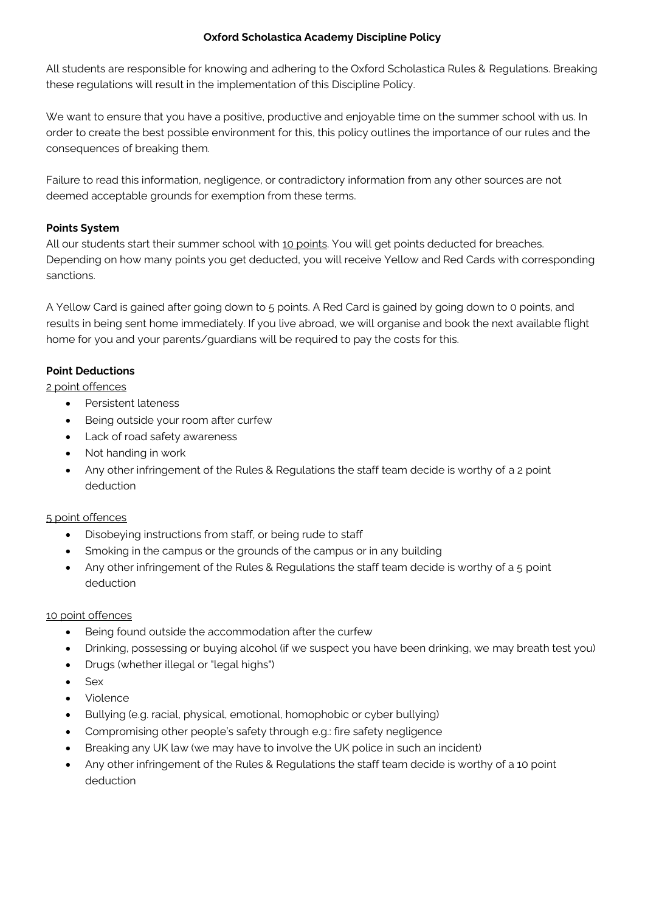# Oxford Scholastica Academy Discipline Policy

All students are responsible for knowing and adhering to the Oxford Scholastica Rules & Regulations. Breaking these regulations will result in the implementation of this Discipline Policy.

We want to ensure that you have a positive, productive and enjoyable time on the summer school with us. In order to create the best possible environment for this, this policy outlines the importance of our rules and the consequences of breaking them.

Failure to read this information, negligence, or contradictory information from any other sources are not deemed acceptable grounds for exemption from these terms.

**Points System**

All our students start their summer school with 10 points. You will get points deducted for breaches. Depending on how many points you get deducted, you will receive Yellow and Red Cards with corresponding sanctions.

A Yellow Card is gained after going down to 5 points. A Red Card is gained by going down to 0 points, and results in being sent home immediately. If you live abroad, we will organise and book the next available flight home for you and your parents/guardians will be required to pay the costs for this.

**Point Deductions**

2 point offences

- Persistent lateness
- Being outside your room after curfew
- Lack of road safety awareness
- Not handing in work
- Any other infringement of the Rules & Regulations the staff team decide is worthy of a 2 point deduction

5 point offences

- Disobeying instructions from staff, or being rude to staff
- Smoking in the campus or the grounds of the campus or in any building
- Any other infringement of the Rules & Regulations the staff team decide is worthy of a 5 point deduction

10 point offences

- Being found outside the accommodation after the curfew
- Drinking, possessing or buying alcohol (if we suspect you have been drinking, we may breath test you)
- Drugs (whether illegal or "legal highs")
- Sex
- Violence
- Bullying (e.g. racial, physical, emotional, homophobic or cyber bullying)
- Compromising other people's safety through e.g.: fire safety negligence
- Breaking any UK law (we may have to involve the UK police in such an incident)
- Any other infringement of the Rules & Regulations the staff team decide is worthy of a 10 point deduction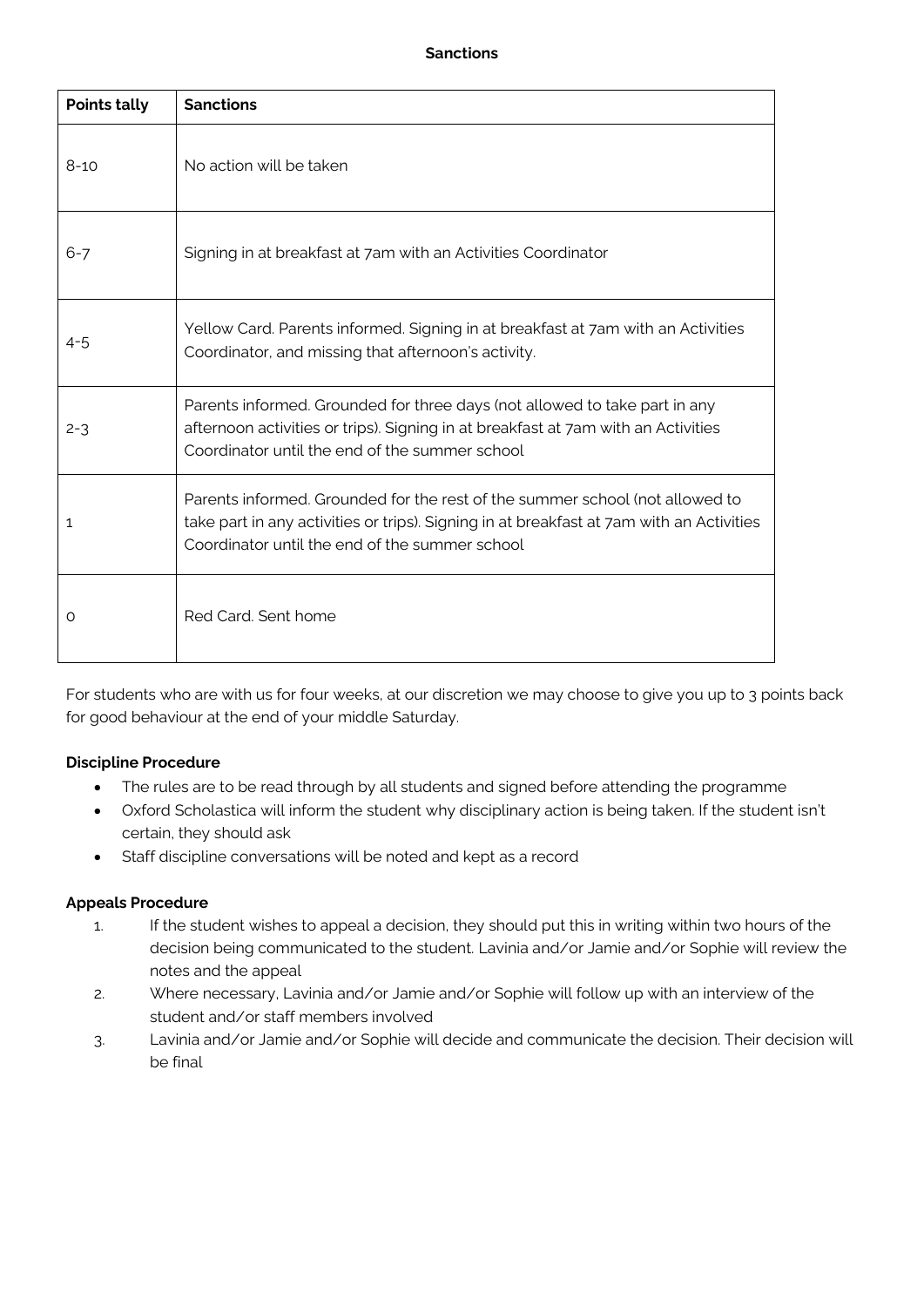## Sanctions

| Points tally | Sanctions |
|---|---|
| 8-10 | No action will be taken |
| 6-7 | Signing in at breakfast at 7am with an Activities Coordinator |
| 4-5 | Yellow Card. Parents informed. Signing in at breakfast at 7am with an Activities Coordinator, and missing that afternoon's activity. |
| 2-3 | Parents informed. Grounded for three days (not allowed to take part in any afternoon activities or trips). Signing in at breakfast at 7am with an Activities Coordinator until the end of the summer school |
| 1 | Parents informed. Grounded for the rest of the summer school (not allowed to take part in any activities or trips). Signing in at breakfast at 7am with an Activities Coordinator until the end of the summer school |
| 0 | Red Card. Sent home |

For students who are with us for four weeks, at our discretion we may choose to give you up to 3 points back for good behaviour at the end of your middle Saturday.

### Discipline Procedure

- The rules are to be read through by all students and signed before attending the programme
- Oxford Scholastica will inform the student why disciplinary action is being taken. If the student isn't certain, they should ask
- Staff discipline conversations will be noted and kept as a record

### Appeals Procedure

1. If the student wishes to appeal a decision, they should put this in writing within two hours of the decision being communicated to the student. Lavinia and/or Jamie and/or Sophie will review the notes and the appeal
2. Where necessary, Lavinia and/or Jamie and/or Sophie will follow up with an interview of the student and/or staff members involved
3. Lavinia and/or Jamie and/or Sophie will decide and communicate the decision. Their decision will be final